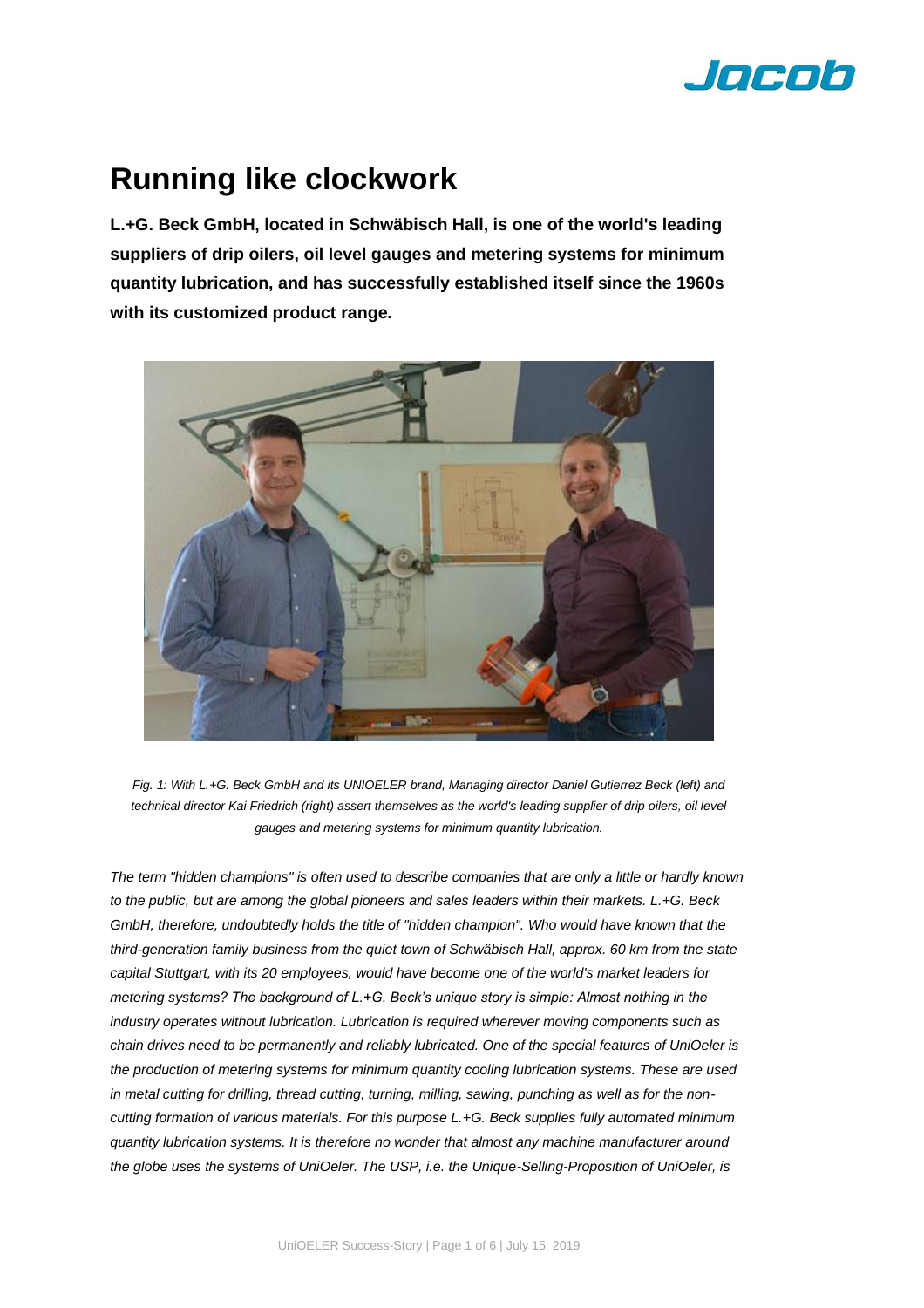# Running like clockwork

**L.+G. Beck GmbH, located in Schwäbisch Hall, is one of the world's leading suppliers of drip oilers, oil level gauges and metering systems for minimum quantity lubrication, and has successfully established itself since the 1960s with its customized product range.**

*Fig. 1: With L.+G. Beck GmbH and its UNIOELER brand, Managing director Daniel Gutierrez Beck (left) and technical director Kai Friedrich (right) assert themselves as the world's leading supplier of drip oilers, oil level gauges and metering systems for minimum quantity lubrication.*

*The term "hidden champions" is often used to describe companies that are only a little or hardly known to the public, but are among the global pioneers and sales leaders within their markets. L.+G. Beck GmbH, therefore, undoubtedly holds the title of "hidden champion". Who would have known that the third-generation family business from the quiet town of Schwäbisch Hall, approx. 60 km from the state capital Stuttgart, with its 20 employees, would have become one of the world's market leaders for metering systems? The background of L.+G. Beck's unique story is simple: Almost nothing in the industry operates without lubrication. Lubrication is required wherever moving components such as chain drives need to be permanently and reliably lubricated. One of the special features of UniOeler is the production of metering systems for minimum quantity cooling lubrication systems. These are used in metal cutting for drilling, thread cutting, turning, milling, sawing, punching as well as for the non-cutting formation of various materials. For this purpose L.+G. Beck supplies fully automated minimum quantity lubrication systems. It is therefore no wonder that almost any machine manufacturer around the globe uses the systems of UniOeler. The USP, i.e. the Unique-Selling-Proposition of UniOeler, is*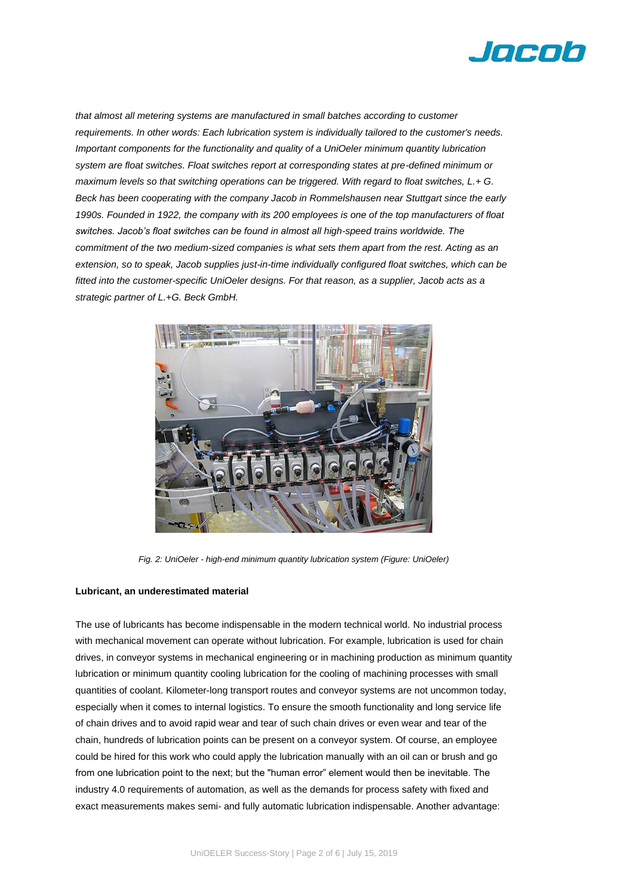*that almost all metering systems are manufactured in small batches according to customer requirements. In other words: Each lubrication system is individually tailored to the customer's needs. Important components for the functionality and quality of a UniOeler minimum quantity lubrication system are float switches. Float switches report at corresponding states at pre-defined minimum or maximum levels so that switching operations can be triggered. With regard to float switches, L.+ G. Beck has been cooperating with the company Jacob in Rommelshausen near Stuttgart since the early 1990s. Founded in 1922, the company with its 200 employees is one of the top manufacturers of float switches. Jacob's float switches can be found in almost all high-speed trains worldwide. The commitment of the two medium-sized companies is what sets them apart from the rest. Acting as an extension, so to speak, Jacob supplies just-in-time individually configured float switches, which can be fitted into the customer-specific UniOeler designs. For that reason, as a supplier, Jacob acts as a strategic partner of L.+G. Beck GmbH.*

*Fig. 2: UniOeler - high-end minimum quantity lubrication system (Figure: UniOeler)*

**Lubricant, an underestimated material**

The use of lubricants has become indispensable in the modern technical world. No industrial process with mechanical movement can operate without lubrication. For example, lubrication is used for chain drives, in conveyor systems in mechanical engineering or in machining production as minimum quantity lubrication or minimum quantity cooling lubrication for the cooling of machining processes with small quantities of coolant. Kilometer-long transport routes and conveyor systems are not uncommon today, especially when it comes to internal logistics. To ensure the smooth functionality and long service life of chain drives and to avoid rapid wear and tear of such chain drives or even wear and tear of the chain, hundreds of lubrication points can be present on a conveyor system. Of course, an employee could be hired for this work who could apply the lubrication manually with an oil can or brush and go from one lubrication point to the next; but the "human error" element would then be inevitable. The industry 4.0 requirements of automation, as well as the demands for process safety with fixed and exact measurements makes semi- and fully automatic lubrication indispensable. Another advantage: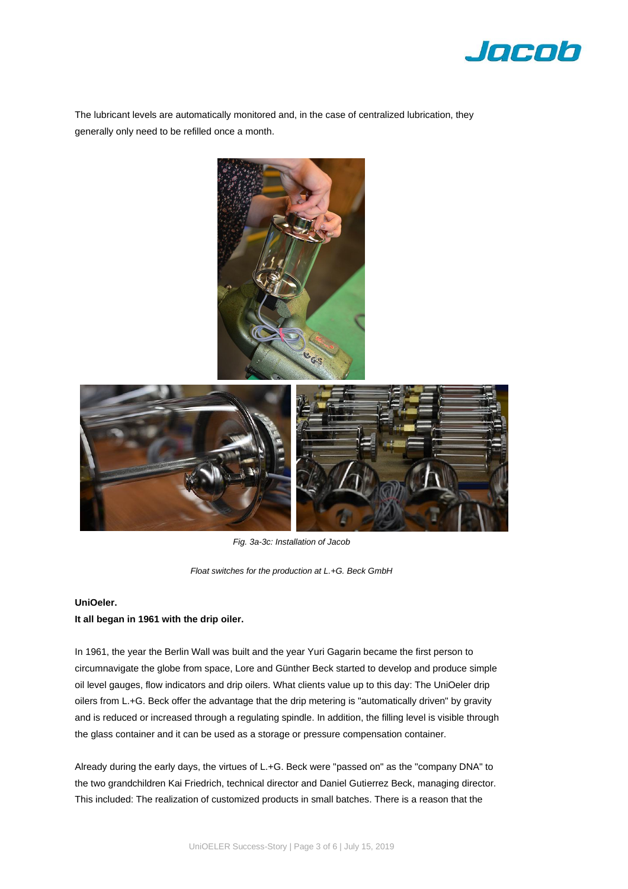The lubricant levels are automatically monitored and, in the case of centralized lubrication, they generally only need to be refilled once a month.

*Fig. 3a-3c: Installation of Jacob*

*Float switches for the production at L.+G. Beck GmbH*

**UniOeler.**

**It all began in 1961 with the drip oiler.**

In 1961, the year the Berlin Wall was built and the year Yuri Gagarin became the first person to circumnavigate the globe from space, Lore and Günther Beck started to develop and produce simple oil level gauges, flow indicators and drip oilers. What clients value up to this day: The UniOeler drip oilers from L.+G. Beck offer the advantage that the drip metering is "automatically driven" by gravity and is reduced or increased through a regulating spindle. In addition, the filling level is visible through the glass container and it can be used as a storage or pressure compensation container.

Already during the early days, the virtues of L.+G. Beck were "passed on" as the "company DNA" to the two grandchildren Kai Friedrich, technical director and Daniel Gutierrez Beck, managing director. This included: The realization of customized products in small batches. There is a reason that the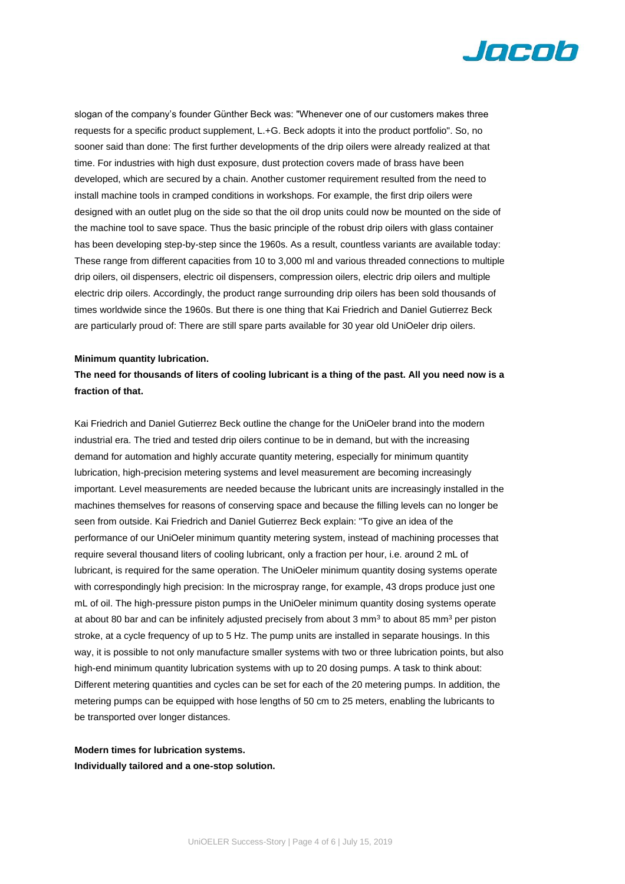slogan of the company's founder Günther Beck was: "Whenever one of our customers makes three requests for a specific product supplement, L.+G. Beck adopts it into the product portfolio". So, no sooner said than done: The first further developments of the drip oilers were already realized at that time. For industries with high dust exposure, dust protection covers made of brass have been developed, which are secured by a chain. Another customer requirement resulted from the need to install machine tools in cramped conditions in workshops. For example, the first drip oilers were designed with an outlet plug on the side so that the oil drop units could now be mounted on the side of the machine tool to save space. Thus the basic principle of the robust drip oilers with glass container has been developing step-by-step since the 1960s. As a result, countless variants are available today: These range from different capacities from 10 to 3,000 ml and various threaded connections to multiple drip oilers, oil dispensers, electric oil dispensers, compression oilers, electric drip oilers and multiple electric drip oilers. Accordingly, the product range surrounding drip oilers has been sold thousands of times worldwide since the 1960s. But there is one thing that Kai Friedrich and Daniel Gutierrez Beck are particularly proud of: There are still spare parts available for 30 year old UniOeler drip oilers.

**Minimum quantity lubrication.**

**The need for thousands of liters of cooling lubricant is a thing of the past. All you need now is a fraction of that.**

Kai Friedrich and Daniel Gutierrez Beck outline the change for the UniOeler brand into the modern industrial era. The tried and tested drip oilers continue to be in demand, but with the increasing demand for automation and highly accurate quantity metering, especially for minimum quantity lubrication, high-precision metering systems and level measurement are becoming increasingly important. Level measurements are needed because the lubricant units are increasingly installed in the machines themselves for reasons of conserving space and because the filling levels can no longer be seen from outside. Kai Friedrich and Daniel Gutierrez Beck explain: "To give an idea of the performance of our UniOeler minimum quantity metering system, instead of machining processes that require several thousand liters of cooling lubricant, only a fraction per hour, i.e. around 2 mL of lubricant, is required for the same operation. The UniOeler minimum quantity dosing systems operate with correspondingly high precision: In the microspray range, for example, 43 drops produce just one mL of oil. The high-pressure piston pumps in the UniOeler minimum quantity dosing systems operate at about 80 bar and can be infinitely adjusted precisely from about 3 $mm^3$ to about 85 $mm^3$ per piston stroke, at a cycle frequency of up to 5 Hz. The pump units are installed in separate housings. In this way, it is possible to not only manufacture smaller systems with two or three lubrication points, but also high-end minimum quantity lubrication systems with up to 20 dosing pumps. A task to think about: Different metering quantities and cycles can be set for each of the 20 metering pumps. In addition, the metering pumps can be equipped with hose lengths of 50 cm to 25 meters, enabling the lubricants to be transported over longer distances.

**Modern times for lubrication systems.**
**Individually tailored and a one-stop solution.**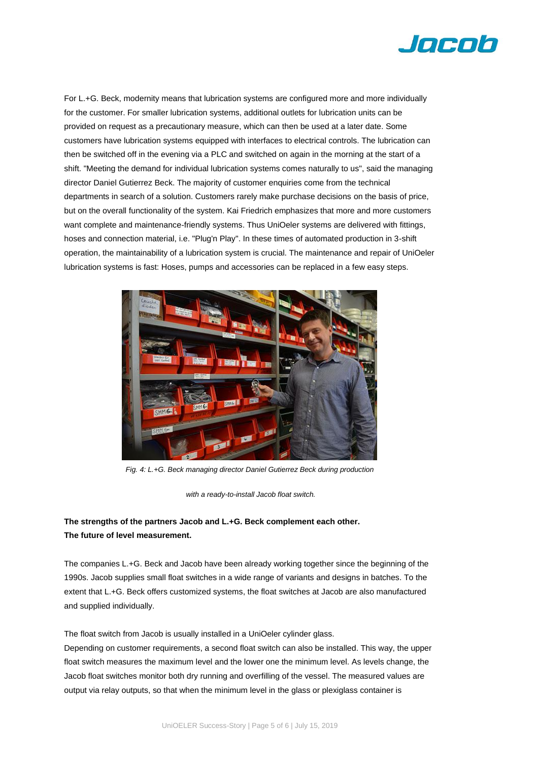For L.+G. Beck, modernity means that lubrication systems are configured more and more individually for the customer. For smaller lubrication systems, additional outlets for lubrication units can be provided on request as a precautionary measure, which can then be used at a later date. Some customers have lubrication systems equipped with interfaces to electrical controls. The lubrication can then be switched off in the evening via a PLC and switched on again in the morning at the start of a shift. "Meeting the demand for individual lubrication systems comes naturally to us", said the managing director Daniel Gutierrez Beck. The majority of customer enquiries come from the technical departments in search of a solution. Customers rarely make purchase decisions on the basis of price, but on the overall functionality of the system. Kai Friedrich emphasizes that more and more customers want complete and maintenance-friendly systems. Thus UniOeler systems are delivered with fittings, hoses and connection material, i.e. "Plug'n Play". In these times of automated production in 3-shift operation, the maintainability of a lubrication system is crucial. The maintenance and repair of UniOeler lubrication systems is fast: Hoses, pumps and accessories can be replaced in a few easy steps.

*Fig. 4: L.+G. Beck managing director Daniel Gutierrez Beck during production with a ready-to-install Jacob float switch.*

**The strengths of the partners Jacob and L.+G. Beck complement each other.**
**The future of level measurement.**

The companies L.+G. Beck and Jacob have been already working together since the beginning of the 1990s. Jacob supplies small float switches in a wide range of variants and designs in batches. To the extent that L.+G. Beck offers customized systems, the float switches at Jacob are also manufactured and supplied individually.

The float switch from Jacob is usually installed in a UniOeler cylinder glass.
Depending on customer requirements, a second float switch can also be installed. This way, the upper float switch measures the maximum level and the lower one the minimum level. As levels change, the Jacob float switches monitor both dry running and overfilling of the vessel. The measured values are output via relay outputs, so that when the minimum level in the glass or plexiglass container is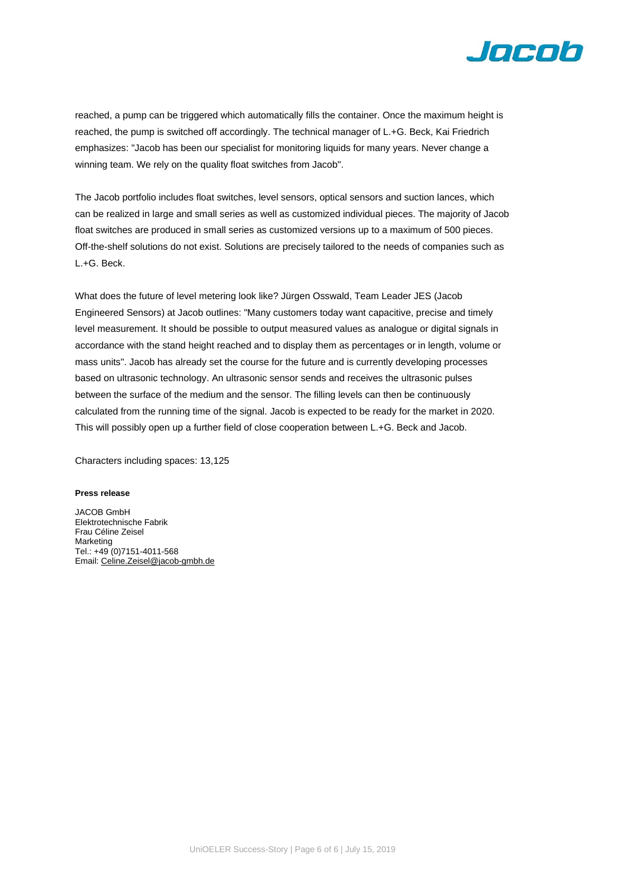reached, a pump can be triggered which automatically fills the container. Once the maximum height is reached, the pump is switched off accordingly. The technical manager of L.+G. Beck, Kai Friedrich emphasizes: "Jacob has been our specialist for monitoring liquids for many years. Never change a winning team. We rely on the quality float switches from Jacob".

The Jacob portfolio includes float switches, level sensors, optical sensors and suction lances, which can be realized in large and small series as well as customized individual pieces. The majority of Jacob float switches are produced in small series as customized versions up to a maximum of 500 pieces. Off-the-shelf solutions do not exist. Solutions are precisely tailored to the needs of companies such as L.+G. Beck.

What does the future of level metering look like? Jürgen Osswald, Team Leader JES (Jacob Engineered Sensors) at Jacob outlines: "Many customers today want capacitive, precise and timely level measurement. It should be possible to output measured values as analogue or digital signals in accordance with the stand height reached and to display them as percentages or in length, volume or mass units". Jacob has already set the course for the future and is currently developing processes based on ultrasonic technology. An ultrasonic sensor sends and receives the ultrasonic pulses between the surface of the medium and the sensor. The filling levels can then be continuously calculated from the running time of the signal. Jacob is expected to be ready for the market in 2020. This will possibly open up a further field of close cooperation between L.+G. Beck and Jacob.

Characters including spaces: 13,125

**Press release**

JACOB GmbH
Elektrotechnische Fabrik
Frau Céline Zeisel
Marketing
Tel.: +49 (0)7151-4011-568
Email: Celine.Zeisel@jacob-gmbh.de